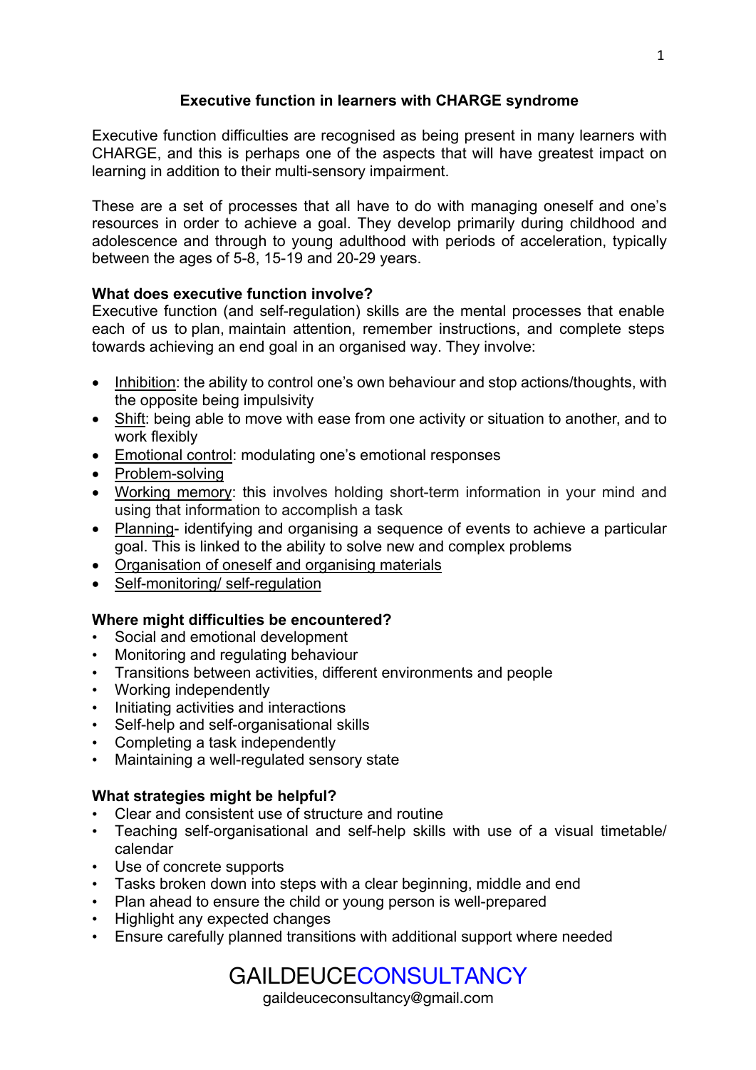# Executive function in learners with CHARGE syndrome

Executive function difficulties are recognised as being present in many learners with CHARGE, and this is perhaps one of the aspects that will have greatest impact on learning in addition to their multi-sensory impairment.

These are a set of processes that all have to do with managing oneself and one's resources in order to achieve a goal. They develop primarily during childhood and adolescence and through to young adulthood with periods of acceleration, typically between the ages of 5-8, 15-19 and 20-29 years.

**What does executive function involve?**

Executive function (and self-regulation) skills are the mental processes that enable each of us to plan, maintain attention, remember instructions, and complete steps towards achieving an end goal in an organised way. They involve:

- <u>Inhibition</u>: the ability to control one's own behaviour and stop actions/thoughts, with the opposite being impulsivity
- <u>Shift</u>: being able to move with ease from one activity or situation to another, and to work flexibly
- <u>Emotional control</u>: modulating one's emotional responses
- <u>Problem-solving</u>
- <u>Working memory</u>: this involves holding short-term information in your mind and using that information to accomplish a task
- <u>Planning</u>- identifying and organising a sequence of events to achieve a particular goal. This is linked to the ability to solve new and complex problems
- <u>Organisation of oneself and organising materials</u>
- <u>Self-monitoring/ self-regulation</u>

**Where might difficulties be encountered?**

- Social and emotional development
- Monitoring and regulating behaviour
- Transitions between activities, different environments and people
- Working independently
- Initiating activities and interactions
- Self-help and self-organisational skills
- Completing a task independently
- Maintaining a well-regulated sensory state

**What strategies might be helpful?**

- Clear and consistent use of structure and routine
- Teaching self-organisational and self-help skills with use of a visual timetable/ calendar
- Use of concrete supports
- Tasks broken down into steps with a clear beginning, middle and end
- Plan ahead to ensure the child or young person is well-prepared
- Highlight any expected changes
- Ensure carefully planned transitions with additional support where needed

GAILDEUCECONSULTANCY
gaildeuceconsultancy@gmail.com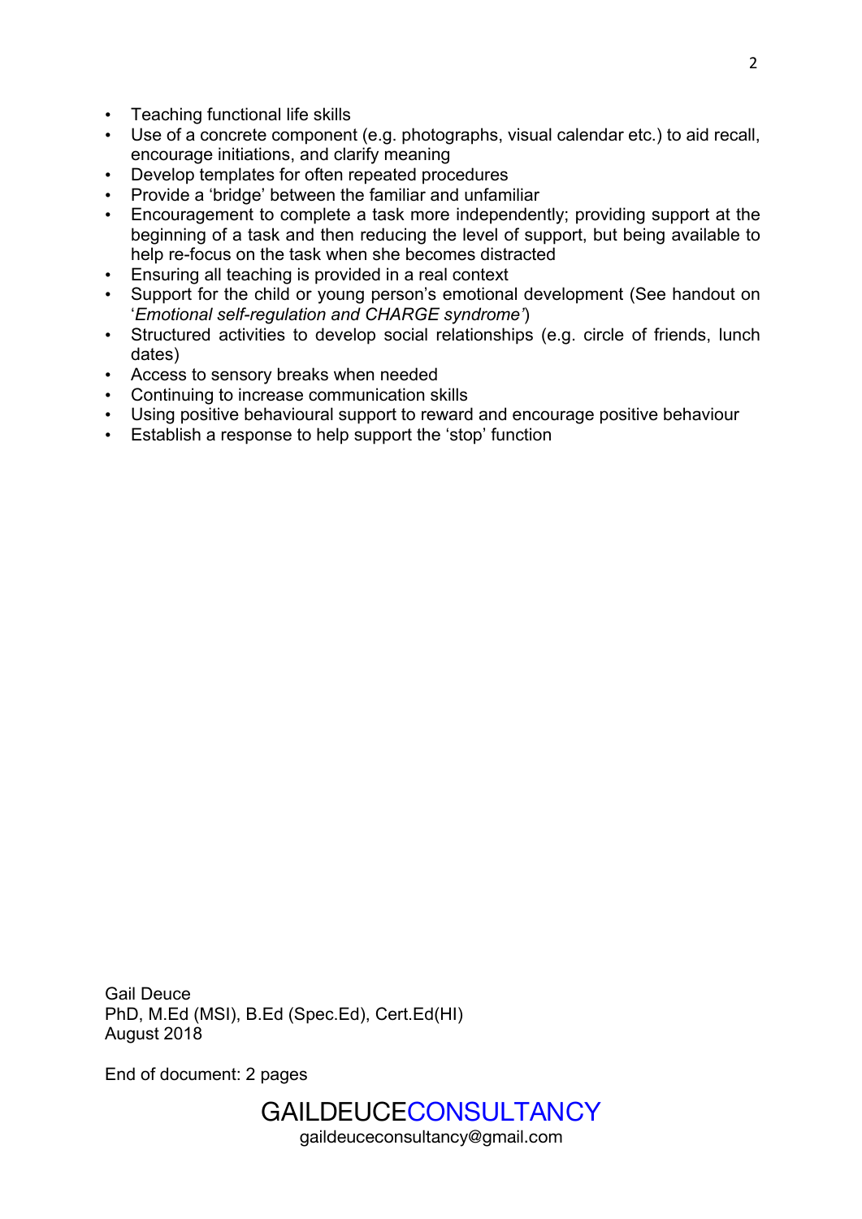- Teaching functional life skills
- Use of a concrete component (e.g. photographs, visual calendar etc.) to aid recall, encourage initiations, and clarify meaning
- Develop templates for often repeated procedures
- Provide a 'bridge' between the familiar and unfamiliar
- Encouragement to complete a task more independently; providing support at the beginning of a task and then reducing the level of support, but being available to help re-focus on the task when she becomes distracted
- Ensuring all teaching is provided in a real context
- Support for the child or young person's emotional development (See handout on '*Emotional self-regulation and CHARGE syndrome'*)
- Structured activities to develop social relationships (e.g. circle of friends, lunch dates)
- Access to sensory breaks when needed
- Continuing to increase communication skills
- Using positive behavioural support to reward and encourage positive behaviour
- Establish a response to help support the 'stop' function

Gail Deuce
PhD, M.Ed (MSI), B.Ed (Spec.Ed), Cert.Ed(HI)
August 2018

End of document: 2 pages

GAILDEUCECONSULTANCY
gaildeuceconsultancy@gmail.com